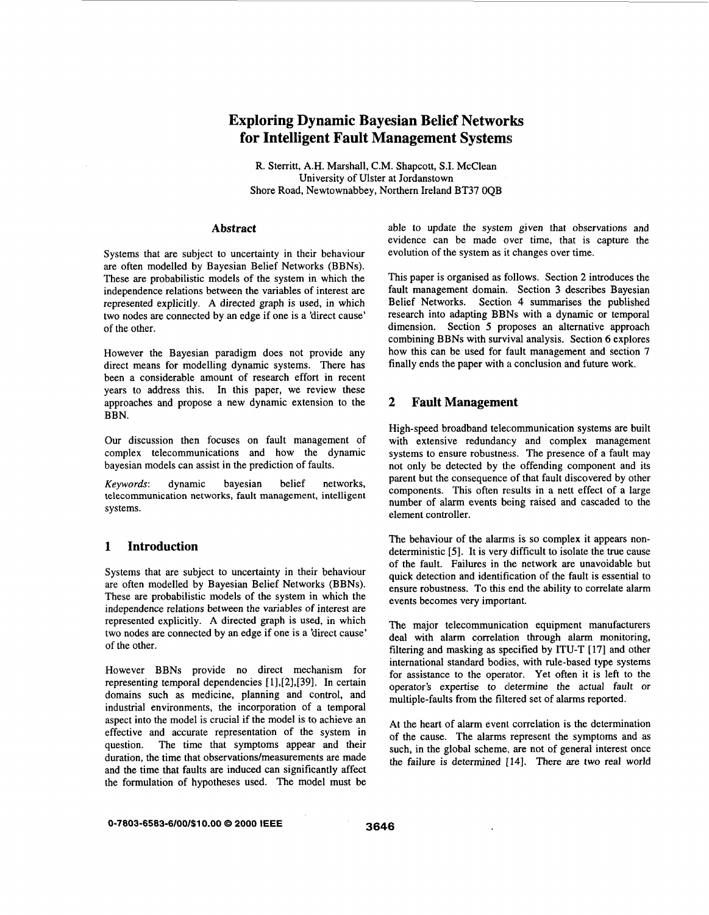# Exploring Dynamic Bayesian Belief Networks for Intelligent Fault Management Systems

R. Sterritt, A.H. Marshall, C.M. Shapcott, S.I. McClean
University of Ulster at Jordanstown
Shore Road, Newtownabbey, Northern Ireland BT37 0QB

## Abstract

Systems that are subject to uncertainty in their behaviour are often modelled by Bayesian Belief Networks (BBNs). These are probabilistic models of the system in which the independence relations between the variables of interest are represented explicitly. A directed graph is used, in which two nodes are connected by an edge if one is a 'direct cause' of the other.

However the Bayesian paradigm does not provide any direct means for modelling dynamic systems. There has been a considerable amount of research effort in recent years to address this. In this paper, we review these approaches and propose a new dynamic extension to the BBN.

Our discussion then focuses on fault management of complex telecommunications and how the dynamic bayesian models can assist in the prediction of faults.

*Keywords*: dynamic bayesian belief networks, telecommunication networks, fault management, intelligent systems.

## 1 Introduction

Systems that are subject to uncertainty in their behaviour are often modelled by Bayesian Belief Networks (BBNs). These are probabilistic models of the system in which the independence relations between the variables of interest are represented explicitly. A directed graph is used, in which two nodes are connected by an edge if one is a 'direct cause' of the other.

However BBNs provide no direct mechanism for representing temporal dependencies [1],[2],[39]. In certain domains such as medicine, planning and control, and industrial environments, the incorporation of a temporal aspect into the model is crucial if the model is to achieve an effective and accurate representation of the system in question. The time that symptoms appear and their duration, the time that observations/measurements are made and the time that faults are induced can significantly affect the formulation of hypotheses used. The model must be able to update the system given that observations and evidence can be made over time, that is capture the evolution of the system as it changes over time.

This paper is organised as follows. Section 2 introduces the fault management domain. Section 3 describes Bayesian Belief Networks. Section 4 summarises the published research into adapting BBNs with a dynamic or temporal dimension. Section 5 proposes an alternative approach combining BBNs with survival analysis. Section 6 explores how this can be used for fault management and section 7 finally ends the paper with a conclusion and future work.

## 2 Fault Management

High-speed broadband telecommunication systems are built with extensive redundancy and complex management systems to ensure robustness. The presence of a fault may not only be detected by the offending component and its parent but the consequence of that fault discovered by other components. This often results in a nett effect of a large number of alarm events being raised and cascaded to the element controller.

The behaviour of the alarms is so complex it appears non-deterministic [5]. It is very difficult to isolate the true cause of the fault. Failures in the network are unavoidable but quick detection and identification of the fault is essential to ensure robustness. To this end the ability to correlate alarm events becomes very important.

The major telecommunication equipment manufacturers deal with alarm correlation through alarm monitoring, filtering and masking as specified by ITU-T [17] and other international standard bodies, with rule-based type systems for assistance to the operator. Yet often it is left to the operator's expertise to determine the actual fault or multiple-faults from the filtered set of alarms reported.

At the heart of alarm event correlation is the determination of the cause. The alarms represent the symptoms and as such, in the global scheme, are not of general interest once the failure is determined [14]. There are two real world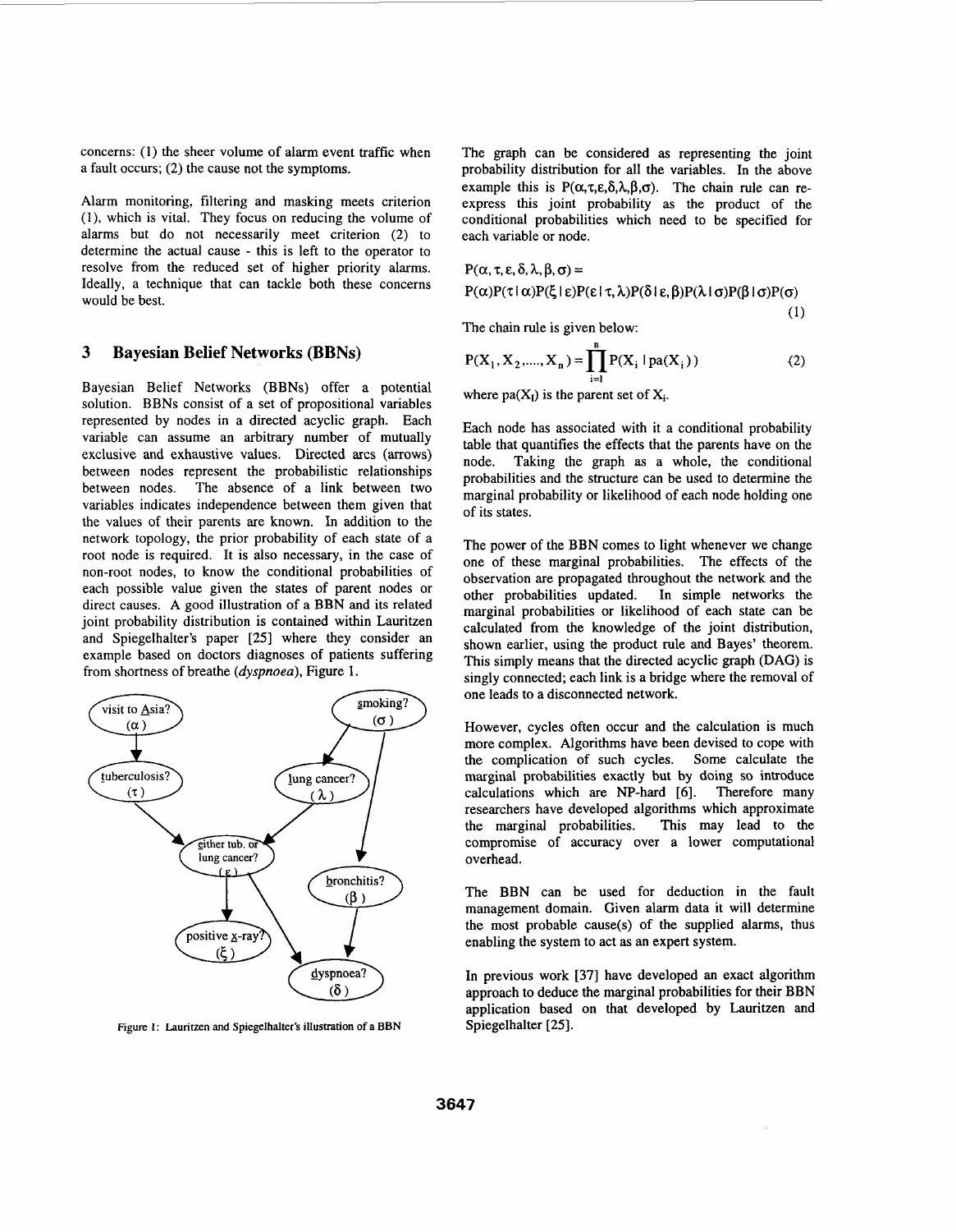concerns: (1) the sheer volume of alarm event traffic when a fault occurs; (2) the cause not the symptoms.

Alarm monitoring, filtering and masking meets criterion (1), which is vital. They focus on reducing the volume of alarms but do not necessarily meet criterion (2) to determine the actual cause - this is left to the operator to resolve from the reduced set of higher priority alarms. Ideally, a technique that can tackle both these concerns would be best.

## 3 Bayesian Belief Networks (BBNs)

Bayesian Belief Networks (BBNs) offer a potential solution. BBNs consist of a set of propositional variables represented by nodes in a directed acyclic graph. Each variable can assume an arbitrary number of mutually exclusive and exhaustive values. Directed arcs (arrows) between nodes represent the probabilistic relationships between nodes. The absence of a link between two variables indicates independence between them given that the values of their parents are known. In addition to the network topology, the prior probability of each state of a root node is required. It is also necessary, in the case of non-root nodes, to know the conditional probabilities of each possible value given the states of parent nodes or direct causes. A good illustration of a BBN and its related joint probability distribution is contained within Lauritzen and Spiegelhalter's paper [25] where they consider an example based on doctors diagnoses of patients suffering from shortness of breathe (*dyspnoea*), Figure 1.

Figure 1: Lauritzen and Spiegelhalter's illustration of a BBN

The graph can be considered as representing the joint probability distribution for all the variables. In the above example this is $P(\alpha,\tau,\varepsilon,\delta,\lambda,\beta,\sigma)$. The chain rule can re-express this joint probability as the product of the conditional probabilities which need to be specified for each variable or node.

$$P(\alpha,\tau,\varepsilon,\delta,\lambda,\beta,\sigma) = P(\alpha)P(\tau \mid \alpha)P(\xi \mid \varepsilon)P(\varepsilon \mid \tau,\lambda)P(\delta \mid \varepsilon,\beta)P(\lambda \mid \sigma)P(\beta \mid \sigma)P(\sigma) \quad (1)$$

The chain rule is given below:

$$P(X_1, X_2, \ldots, X_n) = \prod_{i=1}^{n} P(X_i \mid pa(X_i)) \quad (2)$$

where $pa(X_i)$ is the parent set of $X_i$.

Each node has associated with it a conditional probability table that quantifies the effects that the parents have on the node. Taking the graph as a whole, the conditional probabilities and the structure can be used to determine the marginal probability or likelihood of each node holding one of its states.

The power of the BBN comes to light whenever we change one of these marginal probabilities. The effects of the observation are propagated throughout the network and the other probabilities updated. In simple networks the marginal probabilities or likelihood of each state can be calculated from the knowledge of the joint distribution, shown earlier, using the product rule and Bayes' theorem. This simply means that the directed acyclic graph (DAG) is singly connected; each link is a bridge where the removal of one leads to a disconnected network.

However, cycles often occur and the calculation is much more complex. Algorithms have been devised to cope with the complication of such cycles. Some calculate the marginal probabilities exactly but by doing so introduce calculations which are NP-hard [6]. Therefore many researchers have developed algorithms which approximate the marginal probabilities. This may lead to the compromise of accuracy over a lower computational overhead.

The BBN can be used for deduction in the fault management domain. Given alarm data it will determine the most probable cause(s) of the supplied alarms, thus enabling the system to act as an expert system.

In previous work [37] have developed an exact algorithm approach to deduce the marginal probabilities for their BBN application based on that developed by Lauritzen and Spiegelhalter [25].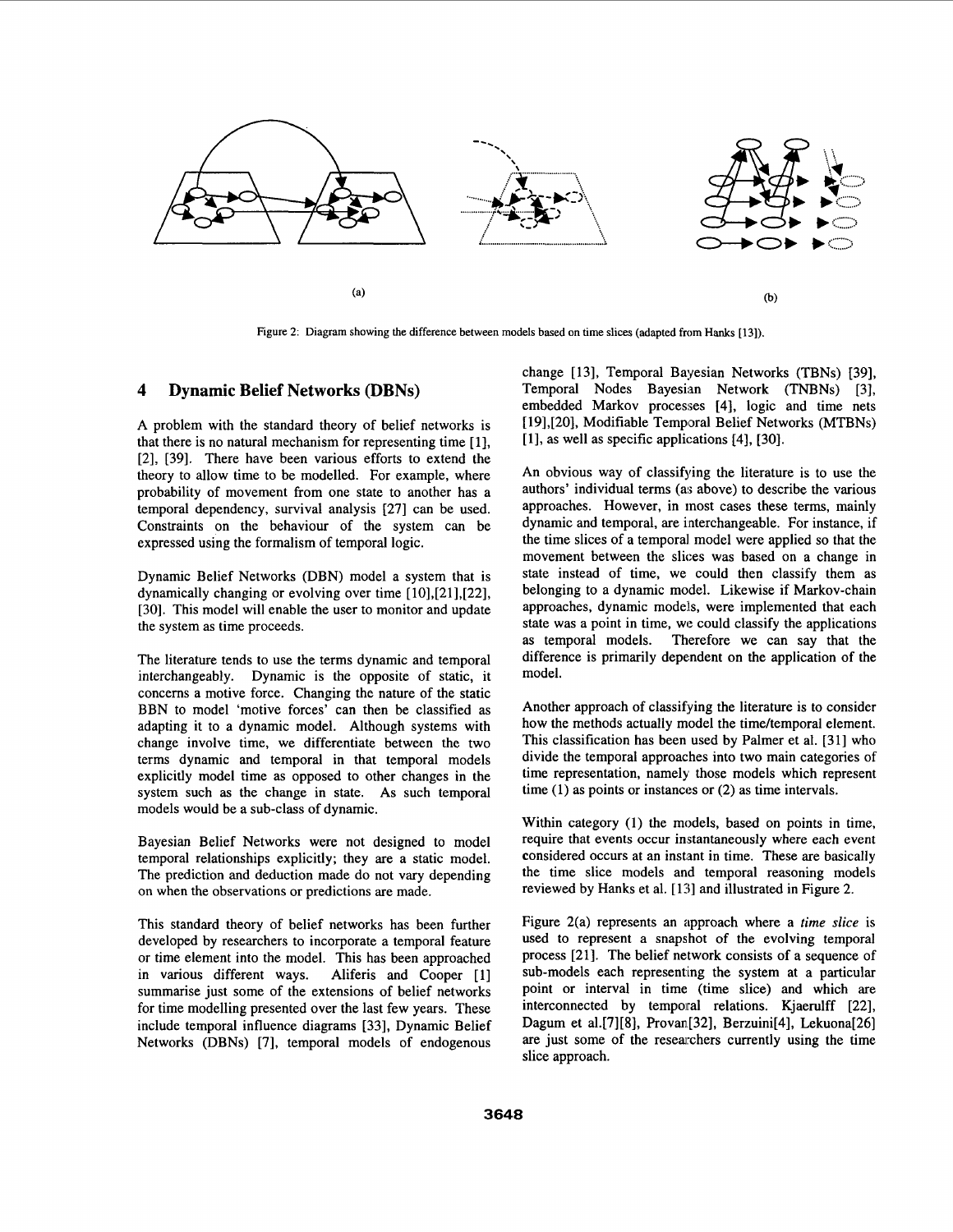(a)

(b)

Figure 2: Diagram showing the difference between models based on time slices (adapted from Hanks [13]).

## 4 Dynamic Belief Networks (DBNs)

A problem with the standard theory of belief networks is that there is no natural mechanism for representing time [1], [2], [39]. There have been various efforts to extend the theory to allow time to be modelled. For example, where probability of movement from one state to another has a temporal dependency, survival analysis [27] can be used. Constraints on the behaviour of the system can be expressed using the formalism of temporal logic.

Dynamic Belief Networks (DBN) model a system that is dynamically changing or evolving over time [10],[21],[22], [30]. This model will enable the user to monitor and update the system as time proceeds.

The literature tends to use the terms dynamic and temporal interchangeably. Dynamic is the opposite of static, it concerns a motive force. Changing the nature of the static BBN to model 'motive forces' can then be classified as adapting it to a dynamic model. Although systems with change involve time, we differentiate between the two terms dynamic and temporal in that temporal models explicitly model time as opposed to other changes in the system such as the change in state. As such temporal models would be a sub-class of dynamic.

Bayesian Belief Networks were not designed to model temporal relationships explicitly; they are a static model. The prediction and deduction made do not vary depending on when the observations or predictions are made.

This standard theory of belief networks has been further developed by researchers to incorporate a temporal feature or time element into the model. This has been approached in various different ways. Aliferis and Cooper [1] summarise just some of the extensions of belief networks for time modelling presented over the last few years. These include temporal influence diagrams [33], Dynamic Belief Networks (DBNs) [7], temporal models of endogenous change [13], Temporal Bayesian Networks (TBNs) [39], Temporal Nodes Bayesian Network (TNBNs) [3], embedded Markov processes [4], logic and time nets [19],[20], Modifiable Temporal Belief Networks (MTBNs) [1], as well as specific applications [4], [30].

An obvious way of classifying the literature is to use the authors' individual terms (as above) to describe the various approaches. However, in most cases these terms, mainly dynamic and temporal, are interchangeable. For instance, if the time slices of a temporal model were applied so that the movement between the slices was based on a change in state instead of time, we could then classify them as belonging to a dynamic model. Likewise if Markov-chain approaches, dynamic models, were implemented that each state was a point in time, we could classify the applications as temporal models. Therefore we can say that the difference is primarily dependent on the application of the model.

Another approach of classifying the literature is to consider how the methods actually model the time/temporal element. This classification has been used by Palmer et al. [31] who divide the temporal approaches into two main categories of time representation, namely those models which represent time (1) as points or instances or (2) as time intervals.

Within category (1) the models, based on points in time, require that events occur instantaneously where each event considered occurs at an instant in time. These are basically the time slice models and temporal reasoning models reviewed by Hanks et al. [13] and illustrated in Figure 2.

Figure 2(a) represents an approach where a *time slice* is used to represent a snapshot of the evolving temporal process [21]. The belief network consists of a sequence of sub-models each representing the system at a particular point or interval in time (time slice) and which are interconnected by temporal relations. Kjaerulff [22], Dagum et al.[7][8], Provan[32], Berzuini[4], Lekuona[26] are just some of the researchers currently using the time slice approach.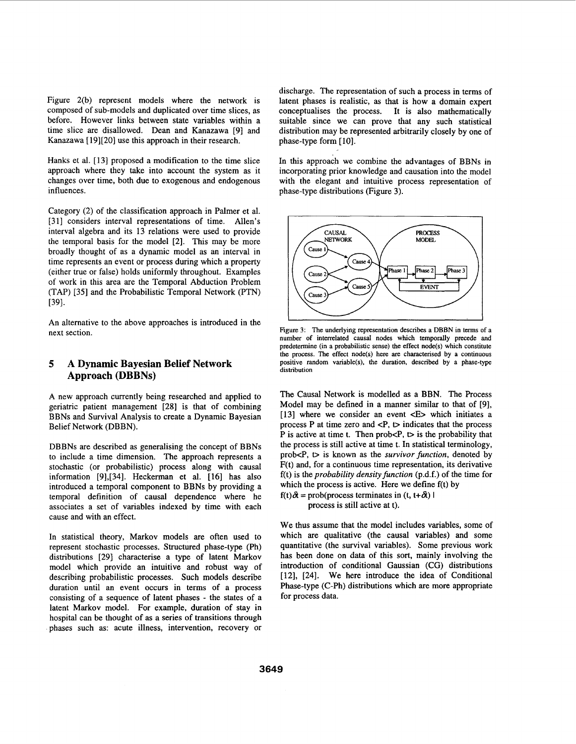Figure 2(b) represent models where the network is composed of sub-models and duplicated over time slices, as before. However links between state variables within a time slice are disallowed. Dean and Kanazawa [9] and Kanazawa [19][20] use this approach in their research.

Hanks et al. [13] proposed a modification to the time slice approach where they take into account the system as it changes over time, both due to exogenous and endogenous influences.

Category (2) of the classification approach in Palmer et al. [31] considers interval representations of time. Allen's interval algebra and its 13 relations were used to provide the temporal basis for the model [2]. This may be more broadly thought of as a dynamic model as an interval in time represents an event or process during which a property (either true or false) holds uniformly throughout. Examples of work in this area are the Temporal Abduction Problem (TAP) [35] and the Probabilistic Temporal Network (PTN) [39].

An alternative to the above approaches is introduced in the next section.

## 5 A Dynamic Bayesian Belief Network Approach (DBBNs)

A new approach currently being researched and applied to geriatric patient management [28] is that of combining BBNs and Survival Analysis to create a Dynamic Bayesian Belief Network (DBBN).

DBBNs are described as generalising the concept of BBNs to include a time dimension. The approach represents a stochastic (or probabilistic) process along with causal information [9],[34]. Heckerman et al. [16] has also introduced a temporal component to BBNs by providing a temporal definition of causal dependence where he associates a set of variables indexed by time with each cause and with an effect.

In statistical theory, Markov models are often used to represent stochastic processes. Structured phase-type (Ph) distributions [29] characterise a type of latent Markov model which provide an intuitive and robust way of describing probabilistic processes. Such models describe duration until an event occurs in terms of a process consisting of a sequence of latent phases - the states of a latent Markov model. For example, duration of stay in hospital can be thought of as a series of transitions through phases such as: acute illness, intervention, recovery or discharge. The representation of such a process in terms of latent phases is realistic, as that is how a domain expert conceptualises the process. It is also mathematically suitable since we can prove that any such statistical distribution may be represented arbitrarily closely by one of phase-type form [10].

In this approach we combine the advantages of BBNs in incorporating prior knowledge and causation into the model with the elegant and intuitive process representation of phase-type distributions (Figure 3).

CAUSAL NETWORK
Cause 1
Cause 2
Cause 3
Cause 4
Cause 5
PROCESS MODEL
Phase 1
Phase 2
Phase 3
EVENT

Figure 3: The underlying representation describes a DBBN in terms of a number of interrelated causal nodes which temporally precede and predetermine (in a probabilistic sense) the effect node(s) which constitute the process. The effect node(s) here are characterised by a continuous positive random variable(s), the duration, described by a phase-type distribution

The Causal Network is modelled as a BBN. The Process Model may be defined in a manner similar to that of [9], [13] where we consider an event <E> which initiates a process P at time zero and <P, t> indicates that the process P is active at time t. Then prob<P, t> is the probability that the process is still active at time t. In statistical terminology, prob<P, t> is known as the *survivor function*, denoted by F(t) and, for a continuous time representation, its derivative f(t) is the *probability density function* (p.d.f.) of the time for which the process is active. Here we define f(t) by

$f(t)\delta t$ = prob(process terminates in $(t, t+\delta t)$ | process is still active at t).

We thus assume that the model includes variables, some of which are qualitative (the causal variables) and some quantitative (the survival variables). Some previous work has been done on data of this sort, mainly involving the introduction of conditional Gaussian (CG) distributions [12], [24]. We here introduce the idea of Conditional Phase-type (C-Ph) distributions which are more appropriate for process data.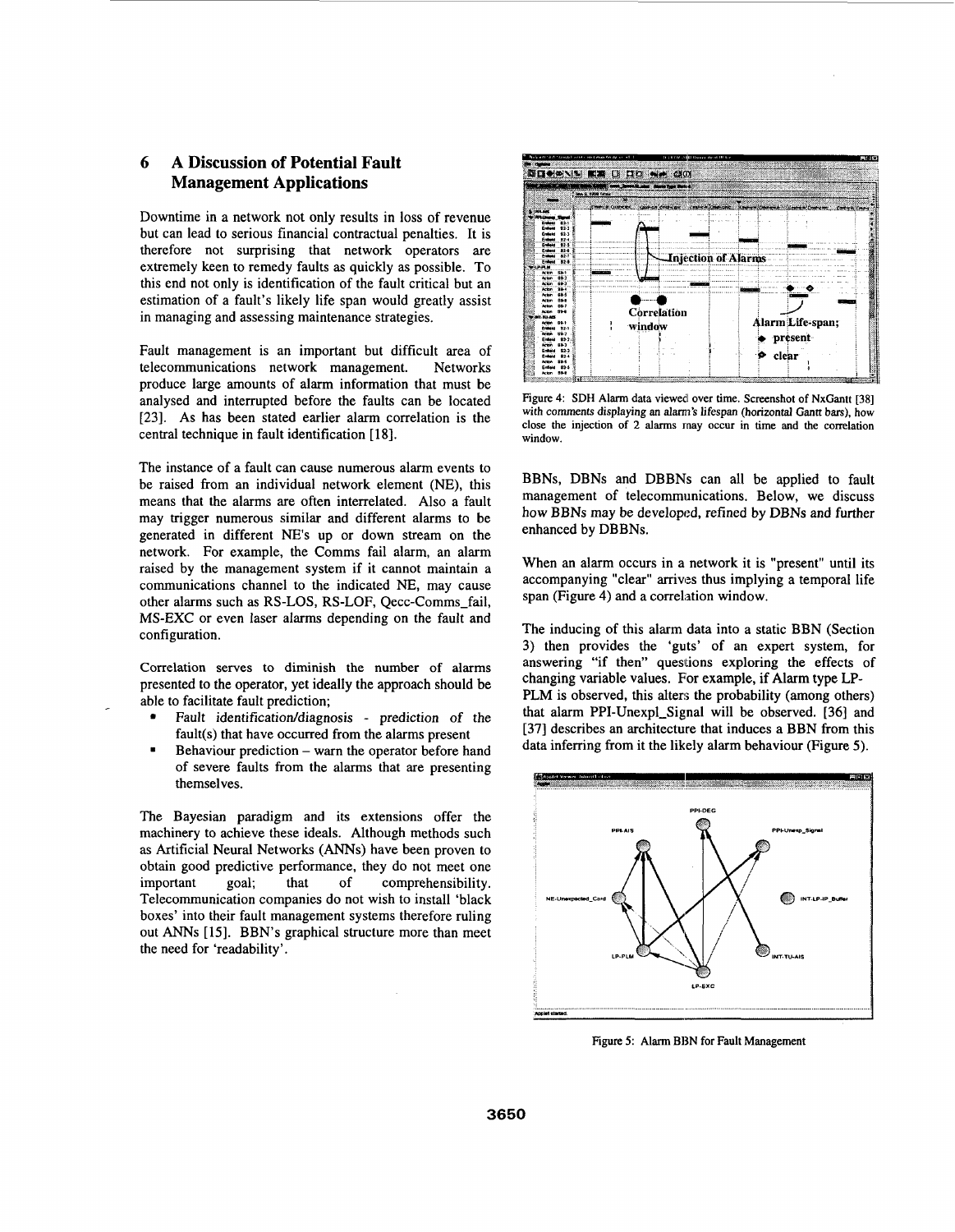## 6 A Discussion of Potential Fault Management Applications

Downtime in a network not only results in loss of revenue but can lead to serious financial contractual penalties. It is therefore not surprising that network operators are extremely keen to remedy faults as quickly as possible. To this end not only is identification of the fault critical but an estimation of a fault's likely life span would greatly assist in managing and assessing maintenance strategies.

Fault management is an important but difficult area of telecommunications network management. Networks produce large amounts of alarm information that must be analysed and interrupted before the faults can be located [23]. As has been stated earlier alarm correlation is the central technique in fault identification [18].

The instance of a fault can cause numerous alarm events to be raised from an individual network element (NE), this means that the alarms are often interrelated. Also a fault may trigger numerous similar and different alarms to be generated in different NE's up or down stream on the network. For example, the Comms fail alarm, an alarm raised by the management system if it cannot maintain a communications channel to the indicated NE, may cause other alarms such as RS-LOS, RS-LOF, Qecc-Comms_fail, MS-EXC or even laser alarms depending on the fault and configuration.

Correlation serves to diminish the number of alarms presented to the operator, yet ideally the approach should be able to facilitate fault prediction;

- Fault identification/diagnosis - prediction of the fault(s) that have occurred from the alarms present
- Behaviour prediction – warn the operator before hand of severe faults from the alarms that are presenting themselves.

The Bayesian paradigm and its extensions offer the machinery to achieve these ideals. Although methods such as Artificial Neural Networks (ANNs) have been proven to obtain good predictive performance, they do not meet one important goal; that of comprehensibility. Telecommunication companies do not wish to install 'black boxes' into their fault management systems therefore ruling out ANNs [15]. BBN's graphical structure more than meet the need for 'readability'.

Figure 4: SDH Alarm data viewed over time. Screenshot of NxGantt [38] with comments displaying an alarm's lifespan (horizontal Gantt bars), how close the injection of 2 alarms may occur in time and the correlation window.

BBNs, DBNs and DBBNs can all be applied to fault management of telecommunications. Below, we discuss how BBNs may be developed, refined by DBNs and further enhanced by DBBNs.

When an alarm occurs in a network it is "present" until its accompanying "clear" arrives thus implying a temporal life span (Figure 4) and a correlation window.

The inducing of this alarm data into a static BBN (Section 3) then provides the 'guts' of an expert system, for answering "if then" questions exploring the effects of changing variable values. For example, if Alarm type LP-PLM is observed, this alters the probability (among others) that alarm PPI-Unexpl_Signal will be observed. [36] and [37] describes an architecture that induces a BBN from this data inferring from it the likely alarm behaviour (Figure 5).

Figure 5: Alarm BBN for Fault Management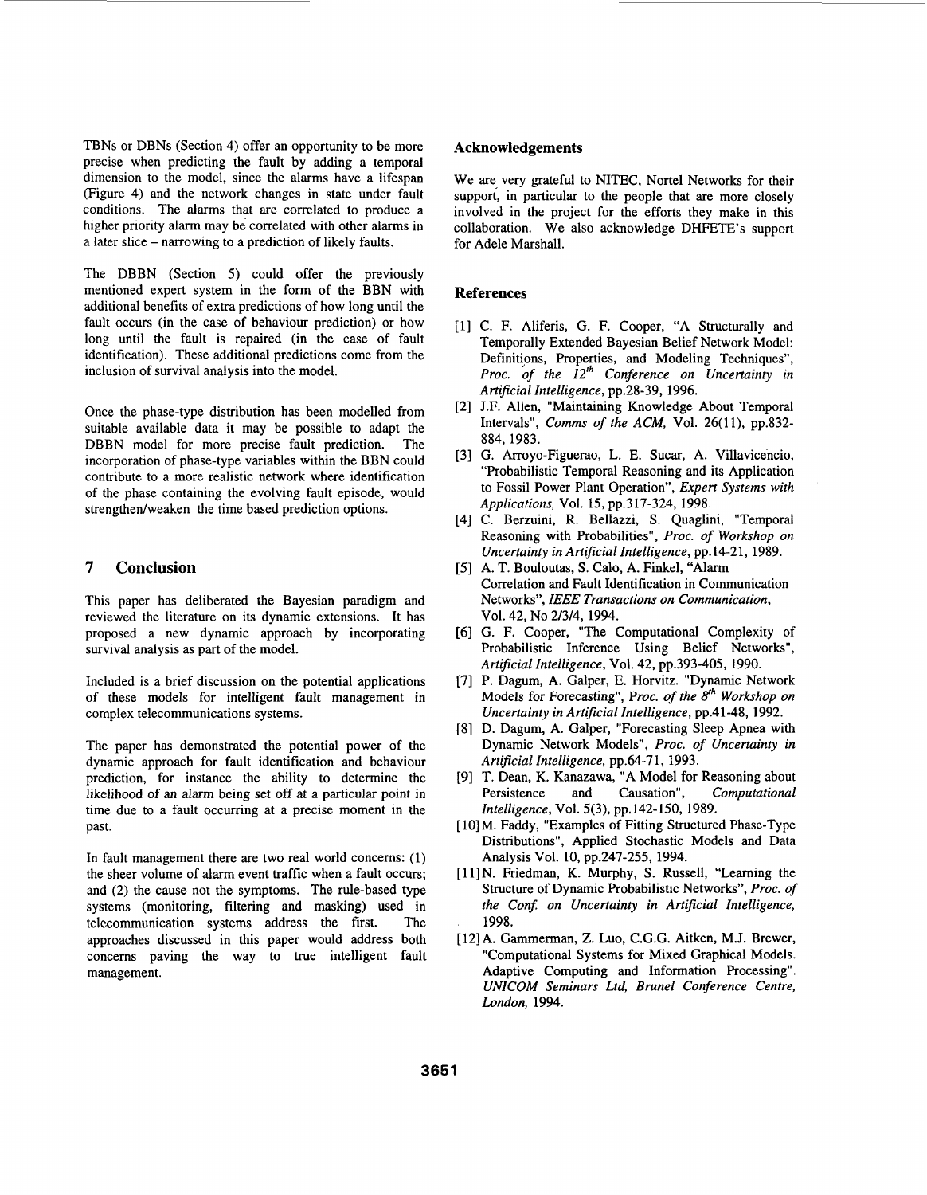TBNs or DBNs (Section 4) offer an opportunity to be more precise when predicting the fault by adding a temporal dimension to the model, since the alarms have a lifespan (Figure 4) and the network changes in state under fault conditions. The alarms that are correlated to produce a higher priority alarm may be correlated with other alarms in a later slice – narrowing to a prediction of likely faults.

The DBBN (Section 5) could offer the previously mentioned expert system in the form of the BBN with additional benefits of extra predictions of how long until the fault occurs (in the case of behaviour prediction) or how long until the fault is repaired (in the case of fault identification). These additional predictions come from the inclusion of survival analysis into the model.

Once the phase-type distribution has been modelled from suitable available data it may be possible to adapt the DBBN model for more precise fault prediction. The incorporation of phase-type variables within the BBN could contribute to a more realistic network where identification of the phase containing the evolving fault episode, would strengthen/weaken the time based prediction options.

## 7 Conclusion

This paper has deliberated the Bayesian paradigm and reviewed the literature on its dynamic extensions. It has proposed a new dynamic approach by incorporating survival analysis as part of the model.

Included is a brief discussion on the potential applications of these models for intelligent fault management in complex telecommunications systems.

The paper has demonstrated the potential power of the dynamic approach for fault identification and behaviour prediction, for instance the ability to determine the likelihood of an alarm being set off at a particular point in time due to a fault occurring at a precise moment in the past.

In fault management there are two real world concerns: (1) the sheer volume of alarm event traffic when a fault occurs; and (2) the cause not the symptoms. The rule-based type systems (monitoring, filtering and masking) used in telecommunication systems address the first. The approaches discussed in this paper would address both concerns paving the way to true intelligent fault management.

### Acknowledgements

We are very grateful to NITEC, Nortel Networks for their support, in particular to the people that are more closely involved in the project for the efforts they make in this collaboration. We also acknowledge DHFETE's support for Adele Marshall.

### References

[1] C. F. Aliferis, G. F. Cooper, "A Structurally and Temporally Extended Bayesian Belief Network Model: Definitions, Properties, and Modeling Techniques", *Proc. of the 12th Conference on Uncertainty in Artificial Intelligence*, pp.28-39, 1996.

[2] J.F. Allen, "Maintaining Knowledge About Temporal Intervals", *Comms of the ACM*, Vol. 26(11), pp.832-884, 1983.

[3] G. Arroyo-Figuerao, L. E. Sucar, A. Villavicencio, "Probabilistic Temporal Reasoning and its Application to Fossil Power Plant Operation", *Expert Systems with Applications*, Vol. 15, pp.317-324, 1998.

[4] C. Berzuini, R. Bellazzi, S. Quaglini, "Temporal Reasoning with Probabilities", *Proc. of Workshop on Uncertainty in Artificial Intelligence*, pp.14-21, 1989.

[5] A. T. Bouloutas, S. Calo, A. Finkel, "Alarm Correlation and Fault Identification in Communication Networks", *IEEE Transactions on Communication*, Vol. 42, No 2/3/4, 1994.

[6] G. F. Cooper, "The Computational Complexity of Probabilistic Inference Using Belief Networks", *Artificial Intelligence*, Vol. 42, pp.393-405, 1990.

[7] P. Dagum, A. Galper, E. Horvitz. "Dynamic Network Models for Forecasting", *Proc. of the 8th Workshop on Uncertainty in Artificial Intelligence*, pp.41-48, 1992.

[8] D. Dagum, A. Galper, "Forecasting Sleep Apnea with Dynamic Network Models", *Proc. of Uncertainty in Artificial Intelligence*, pp.64-71, 1993.

[9] T. Dean, K. Kanazawa, "A Model for Reasoning about Persistence and Causation", *Computational Intelligence*, Vol. 5(3), pp.142-150, 1989.

[10] M. Faddy, "Examples of Fitting Structured Phase-Type Distributions", Applied Stochastic Models and Data Analysis Vol. 10, pp.247-255, 1994.

[11] N. Friedman, K. Murphy, S. Russell, "Learning the Structure of Dynamic Probabilistic Networks", *Proc. of the Conf. on Uncertainty in Artificial Intelligence*, 1998.

[12] A. Gammerman, Z. Luo, C.G.G. Aitken, M.J. Brewer, "Computational Systems for Mixed Graphical Models. Adaptive Computing and Information Processing". *UNICOM Seminars Ltd, Brunel Conference Centre, London*, 1994.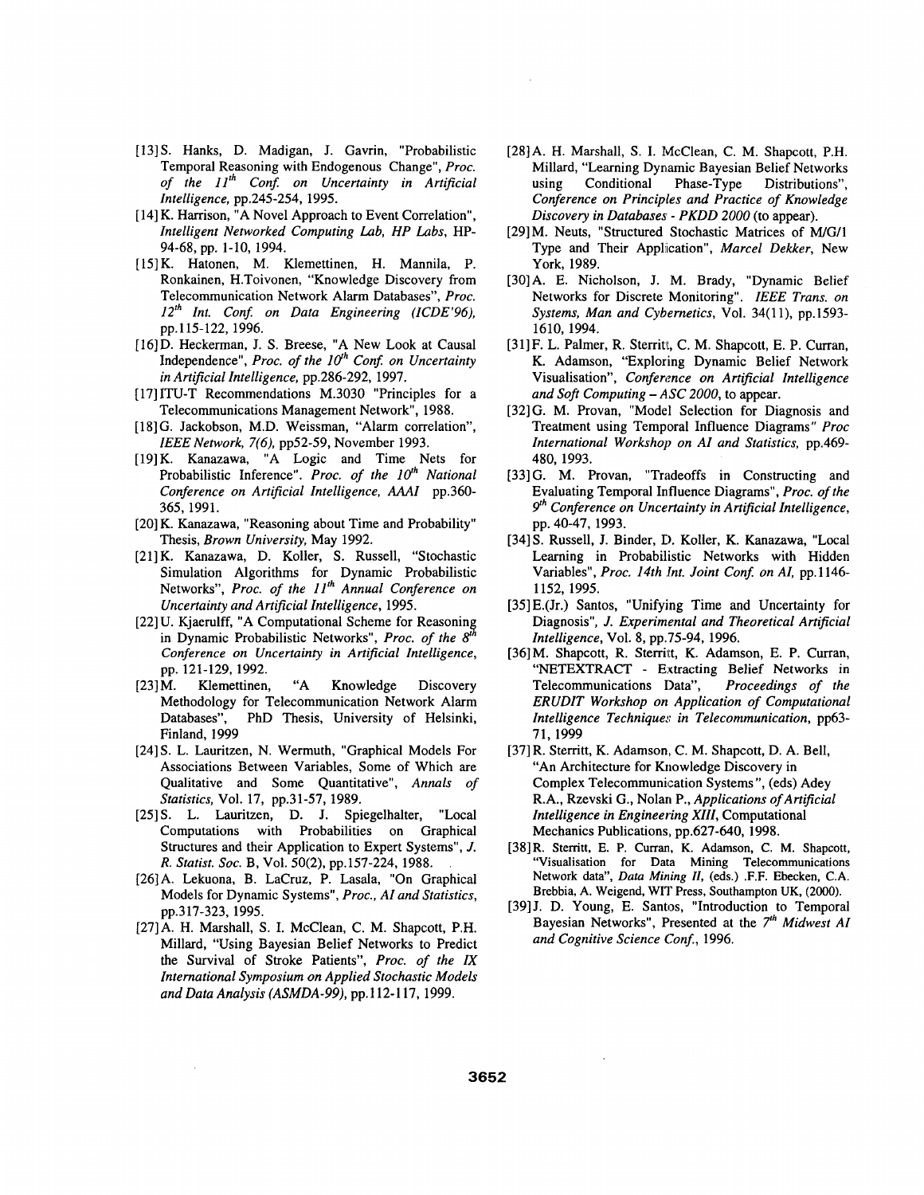[13] S. Hanks, D. Madigan, J. Gavrin, "Probabilistic Temporal Reasoning with Endogenous Change", *Proc. of the 11th Conf. on Uncertainty in Artificial Intelligence*, pp.245-254, 1995.

[14] K. Harrison, "A Novel Approach to Event Correlation", *Intelligent Networked Computing Lab, HP Labs*, HP-94-68, pp. 1-10, 1994.

[15] K. Hatonen, M. Klemettinen, H. Mannila, P. Ronkainen, H.Toivonen, "Knowledge Discovery from Telecommunication Network Alarm Databases", *Proc. 12th Int. Conf. on Data Engineering (ICDE'96)*, pp.115-122, 1996.

[16] D. Heckerman, J. S. Breese, "A New Look at Causal Independence", *Proc. of the 10th Conf. on Uncertainty in Artificial Intelligence*, pp.286-292, 1997.

[17] ITU-T Recommendations M.3030 "Principles for a Telecommunications Management Network", 1988.

[18] G. Jackobson, M.D. Weissman, "Alarm correlation", *IEEE Network, 7(6)*, pp52-59, November 1993.

[19] K. Kanazawa, "A Logic and Time Nets for Probabilistic Inference". *Proc. of the 10th National Conference on Artificial Intelligence, AAAI* pp.360-365, 1991.

[20] K. Kanazawa, "Reasoning about Time and Probability" Thesis, *Brown University*, May 1992.

[21] K. Kanazawa, D. Koller, S. Russell, "Stochastic Simulation Algorithms for Dynamic Probabilistic Networks", *Proc. of the 11th Annual Conference on Uncertainty and Artificial Intelligence*, 1995.

[22] U. Kjaerulff, "A Computational Scheme for Reasoning in Dynamic Probabilistic Networks", *Proc. of the 8th Conference on Uncertainty in Artificial Intelligence*, pp. 121-129, 1992.

[23] M. Klemettinen, "A Knowledge Discovery Methodology for Telecommunication Network Alarm Databases", PhD Thesis, University of Helsinki, Finland, 1999

[24] S. L. Lauritzen, N. Wermuth, "Graphical Models For Associations Between Variables, Some of Which are Qualitative and Some Quantitative", *Annals of Statistics*, Vol. 17, pp.31-57, 1989.

[25] S. L. Lauritzen, D. J. Spiegelhalter, "Local Computations with Probabilities on Graphical Structures and their Application to Expert Systems", *J. R. Statist. Soc.* B, Vol. 50(2), pp.157-224, 1988.

[26] A. Lekuona, B. LaCruz, P. Lasala, "On Graphical Models for Dynamic Systems", *Proc., AI and Statistics*, pp.317-323, 1995.

[27] A. H. Marshall, S. I. McClean, C. M. Shapcott, P.H. Millard, "Using Bayesian Belief Networks to Predict the Survival of Stroke Patients", *Proc. of the IX International Symposium on Applied Stochastic Models and Data Analysis (ASMDA-99)*, pp.112-117, 1999.

[28] A. H. Marshall, S. I. McClean, C. M. Shapcott, P.H. Millard, "Learning Dynamic Bayesian Belief Networks using Conditional Phase-Type Distributions", *Conference on Principles and Practice of Knowledge Discovery in Databases - PKDD 2000* (to appear).

[29] M. Neuts, "Structured Stochastic Matrices of M/G/1 Type and Their Application", *Marcel Dekker*, New York, 1989.

[30] A. E. Nicholson, J. M. Brady, "Dynamic Belief Networks for Discrete Monitoring". *IEEE Trans. on Systems, Man and Cybernetics*, Vol. 34(11), pp.1593-1610, 1994.

[31] F. L. Palmer, R. Sterritt, C. M. Shapcott, E. P. Curran, K. Adamson, "Exploring Dynamic Belief Network Visualisation", *Conference on Artificial Intelligence and Soft Computing – ASC 2000*, to appear.

[32] G. M. Provan, "Model Selection for Diagnosis and Treatment using Temporal Influence Diagrams" *Proc International Workshop on AI and Statistics*, pp.469-480, 1993.

[33] G. M. Provan, "Tradeoffs in Constructing and Evaluating Temporal Influence Diagrams", *Proc. of the 9th Conference on Uncertainty in Artificial Intelligence*, pp. 40-47, 1993.

[34] S. Russell, J. Binder, D. Koller, K. Kanazawa, "Local Learning in Probabilistic Networks with Hidden Variables", *Proc. 14th Int. Joint Conf. on AI*, pp.1146-1152, 1995.

[35] E.(Jr.) Santos, "Unifying Time and Uncertainty for Diagnosis", *J. Experimental and Theoretical Artificial Intelligence*, Vol. 8, pp.75-94, 1996.

[36] M. Shapcott, R. Sterritt, K. Adamson, E. P. Curran, "NETEXTRACT - Extracting Belief Networks in Telecommunications Data", *Proceedings of the ERUDIT Workshop on Application of Computational Intelligence Techniques in Telecommunication*, pp63-71, 1999

[37] R. Sterritt, K. Adamson, C. M. Shapcott, D. A. Bell, "An Architecture for Knowledge Discovery in Complex Telecommunication Systems", (eds) Adey R.A., Rzevski G., Nolan P., *Applications of Artificial Intelligence in Engineering XIII*, Computational Mechanics Publications, pp.627-640, 1998.

[38] R. Sterritt, E. P. Curran, K. Adamson, C. M. Shapcott, "Visualisation for Data Mining Telecommunications Network data", *Data Mining II*, (eds.) .F.F. Ebecken, C.A. Brebbia, A. Weigend, WIT Press, Southampton UK, (2000).

[39] J. D. Young, E. Santos, "Introduction to Temporal Bayesian Networks", Presented at the *7th Midwest AI and Cognitive Science Conf.*, 1996.